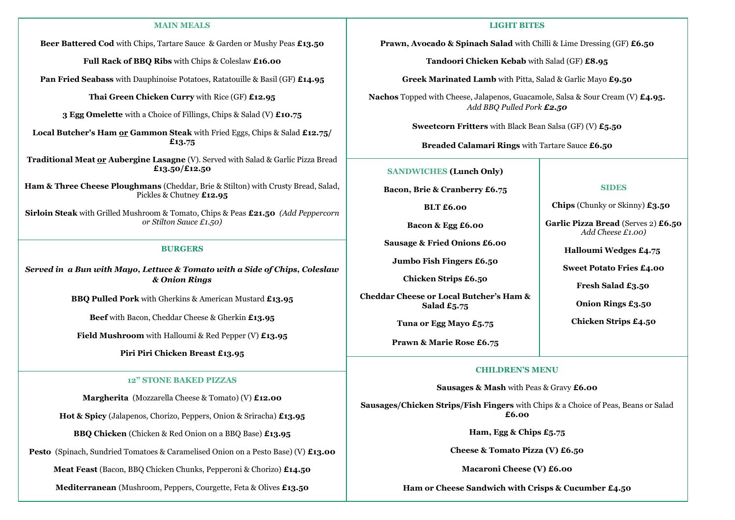## MAIN MEALS

**Beer Battered Cod** with Chips, Tartare Sauce & Garden or Mushy Peas **£13.50**

**Full Rack of BBQ Ribs** with Chips & Coleslaw **£16.00**

**Pan Fried Seabass** with Dauphinoise Potatoes, Ratatouille & Basil (GF) **£14.95**

**Thai Green Chicken Curry** with Rice (GF) **£12.95**

**3 Egg Omelette** with a Choice of Fillings, Chips & Salad (V) **£10.75**

**Local Butcher's Ham <u>or</u> Gammon Steak** with Fried Eggs, Chips & Salad **£12.75/ £13.75**

**Traditional Meat <u>or</u> Aubergine Lasagne** (V). Served with Salad & Garlic Pizza Bread **£13.50/£12.50**

**Ham & Three Cheese Ploughmans** (Cheddar, Brie & Stilton) with Crusty Bread, Salad, Pickles & Chutney **£12.95**

**Sirloin Steak** with Grilled Mushroom & Tomato, Chips & Peas **£21.50** *(Add Peppercorn or Stilton Sauce £1.50)*

## BURGERS

***Served in a Bun with Mayo, Lettuce & Tomato with a Side of Chips, Coleslaw & Onion Rings***

**BBQ Pulled Pork** with Gherkins & American Mustard **£13.95**

**Beef** with Bacon, Cheddar Cheese & Gherkin **£13.95**

**Field Mushroom** with Halloumi & Red Pepper (V) **£13.95**

**Piri Piri Chicken Breast £13.95**

## 12" STONE BAKED PIZZAS

**Margherita** (Mozzarella Cheese & Tomato) (V) **£12.00**

**Hot & Spicy** (Jalapenos, Chorizo, Peppers, Onion & Sriracha) **£13.95**

**BBQ Chicken** (Chicken & Red Onion on a BBQ Base) **£13.95**

**Pesto** (Spinach, Sundried Tomatoes & Caramelised Onion on a Pesto Base) (V) **£13.00**

**Meat Feast** (Bacon, BBQ Chicken Chunks, Pepperoni & Chorizo) **£14.50**

**Mediterranean** (Mushroom, Peppers, Courgette, Feta & Olives **£13.50**

## LIGHT BITES

**Prawn, Avocado & Spinach Salad** with Chilli & Lime Dressing (GF) **£6.50**

**Tandoori Chicken Kebab** with Salad (GF) **£8.95**

**Greek Marinated Lamb** with Pitta, Salad & Garlic Mayo **£9.50**

**Nachos** Topped with Cheese, Jalapenos, Guacamole, Salsa & Sour Cream (V) **£4.95.**
*Add BBQ Pulled Pork **£2.50***

**Sweetcorn Fritters** with Black Bean Salsa (GF) (V) **£5.50**

**Breaded Calamari Rings** with Tartare Sauce **£6.50**

## SANDWICHES (Lunch Only)

**Bacon, Brie & Cranberry £6.75**

**BLT £6.00**

**Bacon & Egg £6.00**

**Sausage & Fried Onions £6.00**

**Jumbo Fish Fingers £6.50**

**Chicken Strips £6.50**

**Cheddar Cheese or Local Butcher's Ham & Salad £5.75**

**Tuna or Egg Mayo £5.75**

**Prawn & Marie Rose £6.75**

## SIDES

**Chips** (Chunky or Skinny) **£3.50**

**Garlic Pizza Bread** (Serves 2) **£6.50**
*Add Cheese £1.00)*

**Halloumi Wedges £4.75**

**Sweet Potato Fries £4.00**

**Fresh Salad £3.50**

**Onion Rings £3.50**

**Chicken Strips £4.50**

## CHILDREN'S MENU

**Sausages & Mash** with Peas & Gravy **£6.00**

**Sausages/Chicken Strips/Fish Fingers** with Chips & a Choice of Peas, Beans or Salad **£6.00**

**Ham, Egg & Chips £5.75**

**Cheese & Tomato Pizza (V) £6.50**

**Macaroni Cheese (V) £6.00**

**Ham or Cheese Sandwich with Crisps & Cucumber £4.50**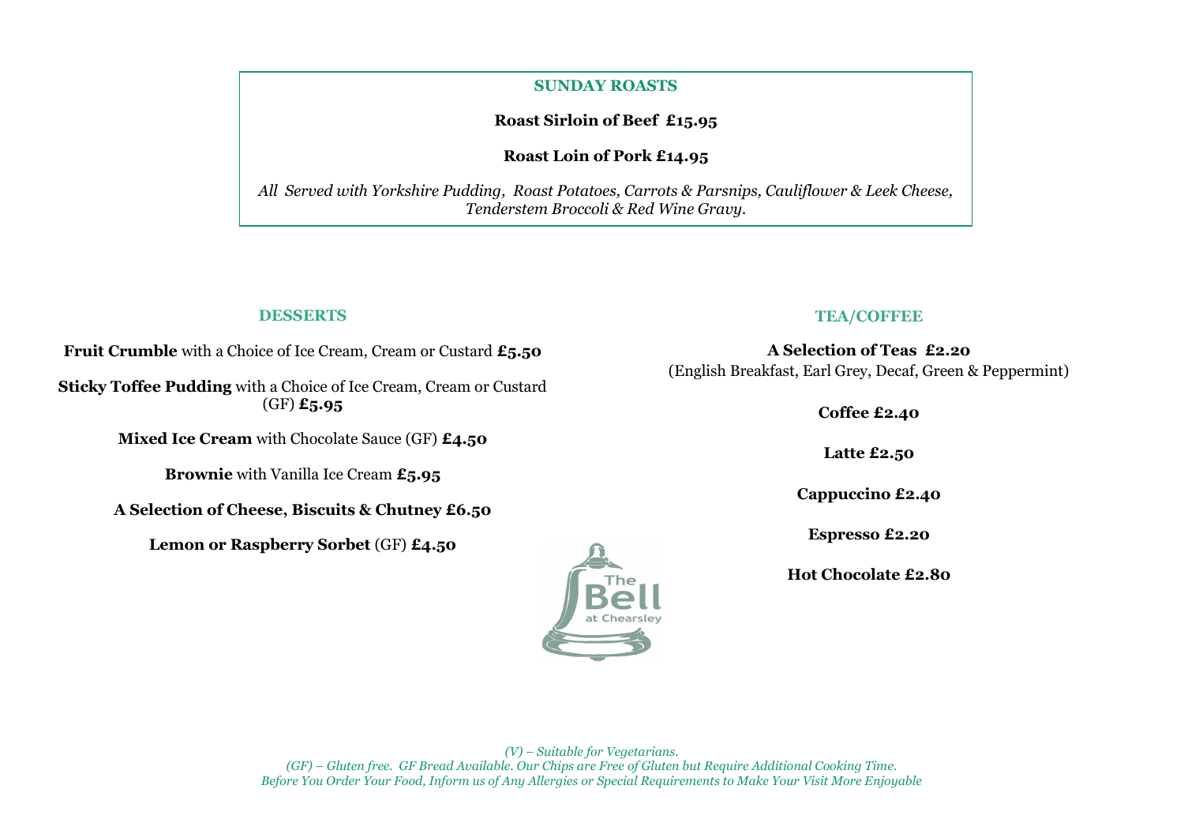## SUNDAY ROASTS

**Roast Sirloin of Beef £15.95**

**Roast Loin of Pork £14.95**

*All Served with Yorkshire Pudding, Roast Potatoes, Carrots & Parsnips, Cauliflower & Leek Cheese, Tenderstem Broccoli & Red Wine Gravy.*

## DESSERTS

**Fruit Crumble** with a Choice of Ice Cream, Cream or Custard **£5.50**

**Sticky Toffee Pudding** with a Choice of Ice Cream, Cream or Custard (GF) **£5.95**

**Mixed Ice Cream** with Chocolate Sauce (GF) **£4.50**

**Brownie** with Vanilla Ice Cream **£5.95**

**A Selection of Cheese, Biscuits & Chutney £6.50**

**Lemon or Raspberry Sorbet** (GF) **£4.50**

## TEA/COFFEE

**A Selection of Teas £2.20**
(English Breakfast, Earl Grey, Decaf, Green & Peppermint)

**Coffee £2.40**

**Latte £2.50**

**Cappuccino £2.40**

**Espresso £2.20**

**Hot Chocolate £2.80**

The Bell at Chearsley

*(V) – Suitable for Vegetarians.*
*(GF) – Gluten free. GF Bread Available. Our Chips are Free of Gluten but Require Additional Cooking Time.*
*Before You Order Your Food, Inform us of Any Allergies or Special Requirements to Make Your Visit More Enjoyable*